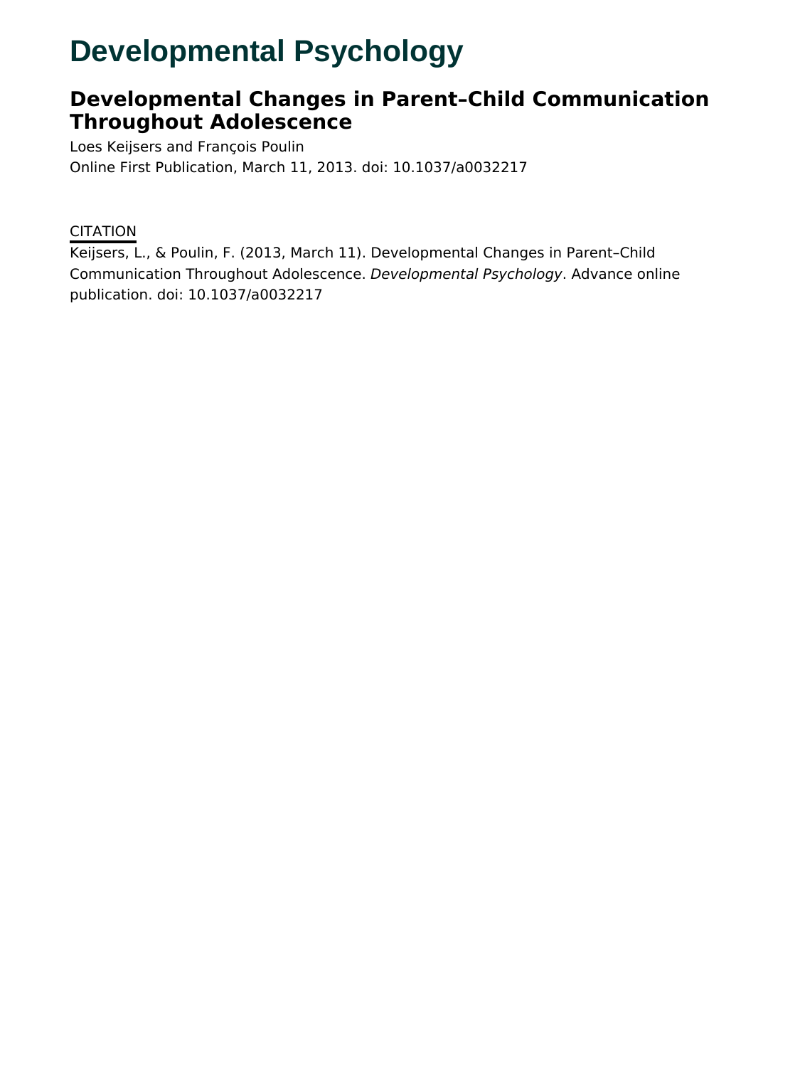# Developmental Psychology

## Developmental Changes in Parent–Child Communication Throughout Adolescence

Loes Keijsers and François Poulin

Online First Publication, March 11, 2013. doi: 10.1037/a0032217

CITATION

Keijsers, L., & Poulin, F. (2013, March 11). Developmental Changes in Parent–Child Communication Throughout Adolescence. *Developmental Psychology*. Advance online publication. doi: 10.1037/a0032217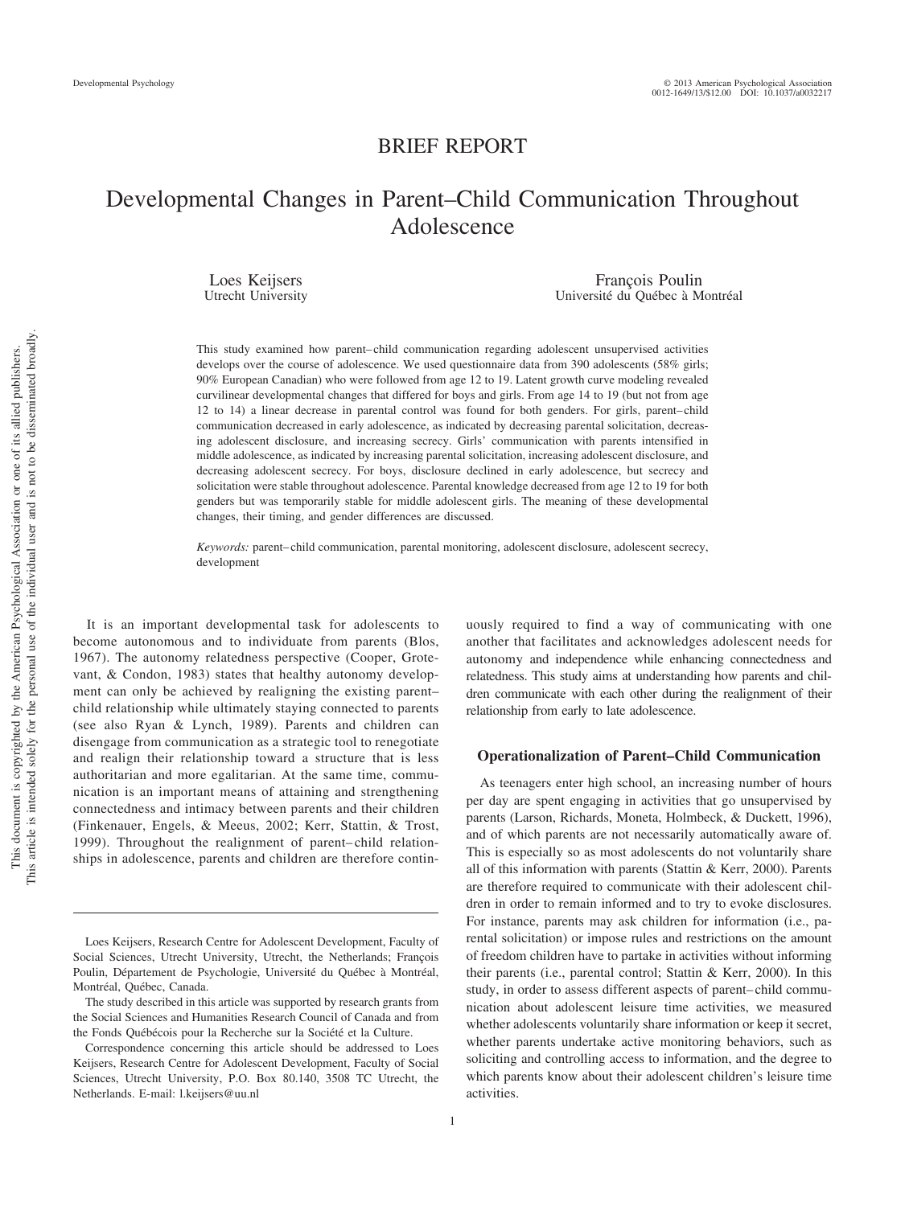## BRIEF REPORT

# Developmental Changes in Parent–Child Communication Throughout Adolescence

Loes Keijsers
Utrecht University

François Poulin
Université du Québec à Montréal

This study examined how parent–child communication regarding adolescent unsupervised activities develops over the course of adolescence. We used questionnaire data from 390 adolescents (58% girls; 90% European Canadian) who were followed from age 12 to 19. Latent growth curve modeling revealed curvilinear developmental changes that differed for boys and girls. From age 14 to 19 (but not from age 12 to 14) a linear decrease in parental control was found for both genders. For girls, parent–child communication decreased in early adolescence, as indicated by decreasing parental solicitation, decreasing adolescent disclosure, and increasing secrecy. Girls' communication with parents intensified in middle adolescence, as indicated by increasing parental solicitation, increasing adolescent disclosure, and decreasing adolescent secrecy. For boys, disclosure declined in early adolescence, but secrecy and solicitation were stable throughout adolescence. Parental knowledge decreased from age 12 to 19 for both genders but was temporarily stable for middle adolescent girls. The meaning of these developmental changes, their timing, and gender differences are discussed.

*Keywords:* parent–child communication, parental monitoring, adolescent disclosure, adolescent secrecy, development

It is an important developmental task for adolescents to become autonomous and to individuate from parents (Blos, 1967). The autonomy relatedness perspective (Cooper, Grotevant, & Condon, 1983) states that healthy autonomy development can only be achieved by realigning the existing parent–child relationship while ultimately staying connected to parents (see also Ryan & Lynch, 1989). Parents and children can disengage from communication as a strategic tool to renegotiate and realign their relationship toward a structure that is less authoritarian and more egalitarian. At the same time, communication is an important means of attaining and strengthening connectedness and intimacy between parents and their children (Finkenauer, Engels, & Meeus, 2002; Kerr, Stattin, & Trost, 1999). Throughout the realignment of parent–child relationships in adolescence, parents and children are therefore continuously required to find a way of communicating with one another that facilitates and acknowledges adolescent needs for autonomy and independence while enhancing connectedness and relatedness. This study aims at understanding how parents and children communicate with each other during the realignment of their relationship from early to late adolescence.

### Operationalization of Parent–Child Communication

As teenagers enter high school, an increasing number of hours per day are spent engaging in activities that go unsupervised by parents (Larson, Richards, Moneta, Holmbeck, & Duckett, 1996), and of which parents are not necessarily automatically aware of. This is especially so as most adolescents do not voluntarily share all of this information with parents (Stattin & Kerr, 2000). Parents are therefore required to communicate with their adolescent children in order to remain informed and to try to evoke disclosures. For instance, parents may ask children for information (i.e., parental solicitation) or impose rules and restrictions on the amount of freedom children have to partake in activities without informing their parents (i.e., parental control; Stattin & Kerr, 2000). In this study, in order to assess different aspects of parent–child communication about adolescent leisure time activities, we measured whether adolescents voluntarily share information or keep it secret, whether parents undertake active monitoring behaviors, such as soliciting and controlling access to information, and the degree to which parents know about their adolescent children's leisure time activities.

Loes Keijsers, Research Centre for Adolescent Development, Faculty of Social Sciences, Utrecht University, Utrecht, the Netherlands; François Poulin, Département de Psychologie, Université du Québec à Montréal, Montréal, Québec, Canada.

The study described in this article was supported by research grants from the Social Sciences and Humanities Research Council of Canada and from the Fonds Québécois pour la Recherche sur la Société et la Culture.

Correspondence concerning this article should be addressed to Loes Keijsers, Research Centre for Adolescent Development, Faculty of Social Sciences, Utrecht University, P.O. Box 80.140, 3508 TC Utrecht, the Netherlands. E-mail: l.keijsers@uu.nl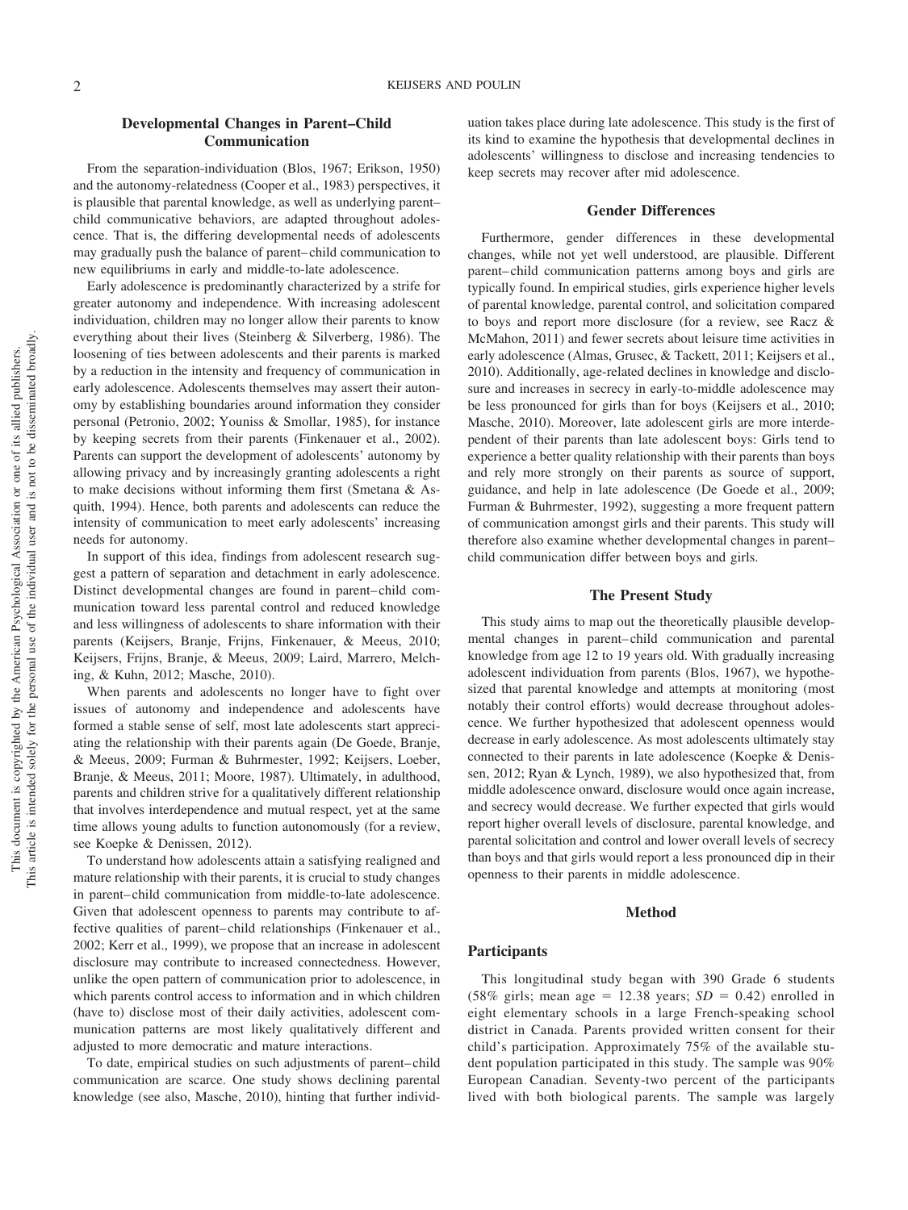## Developmental Changes in Parent–Child Communication

From the separation-individuation (Blos, 1967; Erikson, 1950) and the autonomy-relatedness (Cooper et al., 1983) perspectives, it is plausible that parental knowledge, as well as underlying parent–child communicative behaviors, are adapted throughout adolescence. That is, the differing developmental needs of adolescents may gradually push the balance of parent–child communication to new equilibriums in early and middle-to-late adolescence.

Early adolescence is predominantly characterized by a strife for greater autonomy and independence. With increasing adolescent individuation, children may no longer allow their parents to know everything about their lives (Steinberg & Silverberg, 1986). The loosening of ties between adolescents and their parents is marked by a reduction in the intensity and frequency of communication in early adolescence. Adolescents themselves may assert their autonomy by establishing boundaries around information they consider personal (Petronio, 2002; Youniss & Smollar, 1985), for instance by keeping secrets from their parents (Finkenauer et al., 2002). Parents can support the development of adolescents' autonomy by allowing privacy and by increasingly granting adolescents a right to make decisions without informing them first (Smetana & Asquith, 1994). Hence, both parents and adolescents can reduce the intensity of communication to meet early adolescents' increasing needs for autonomy.

In support of this idea, findings from adolescent research suggest a pattern of separation and detachment in early adolescence. Distinct developmental changes are found in parent–child communication toward less parental control and reduced knowledge and less willingness of adolescents to share information with their parents (Keijsers, Branje, Frijns, Finkenauer, & Meeus, 2010; Keijsers, Frijns, Branje, & Meeus, 2009; Laird, Marrero, Melching, & Kuhn, 2012; Masche, 2010).

When parents and adolescents no longer have to fight over issues of autonomy and independence and adolescents have formed a stable sense of self, most late adolescents start appreciating the relationship with their parents again (De Goede, Branje, & Meeus, 2009; Furman & Buhrmester, 1992; Keijsers, Loeber, Branje, & Meeus, 2011; Moore, 1987). Ultimately, in adulthood, parents and children strive for a qualitatively different relationship that involves interdependence and mutual respect, yet at the same time allows young adults to function autonomously (for a review, see Koepke & Denissen, 2012).

To understand how adolescents attain a satisfying realigned and mature relationship with their parents, it is crucial to study changes in parent–child communication from middle-to-late adolescence. Given that adolescent openness to parents may contribute to affective qualities of parent–child relationships (Finkenauer et al., 2002; Kerr et al., 1999), we propose that an increase in adolescent disclosure may contribute to increased connectedness. However, unlike the open pattern of communication prior to adolescence, in which parents control access to information and in which children (have to) disclose most of their daily activities, adolescent communication patterns are most likely qualitatively different and adjusted to more democratic and mature interactions.

To date, empirical studies on such adjustments of parent–child communication are scarce. One study shows declining parental knowledge (see also, Masche, 2010), hinting that further individuation takes place during late adolescence. This study is the first of its kind to examine the hypothesis that developmental declines in adolescents' willingness to disclose and increasing tendencies to keep secrets may recover after mid adolescence.

## Gender Differences

Furthermore, gender differences in these developmental changes, while not yet well understood, are plausible. Different parent–child communication patterns among boys and girls are typically found. In empirical studies, girls experience higher levels of parental knowledge, parental control, and solicitation compared to boys and report more disclosure (for a review, see Racz & McMahon, 2011) and fewer secrets about leisure time activities in early adolescence (Almas, Grusec, & Tackett, 2011; Keijsers et al., 2010). Additionally, age-related declines in knowledge and disclosure and increases in secrecy in early-to-middle adolescence may be less pronounced for girls than for boys (Keijsers et al., 2010; Masche, 2010). Moreover, late adolescent girls are more interdependent of their parents than late adolescent boys: Girls tend to experience a better quality relationship with their parents than boys and rely more strongly on their parents as source of support, guidance, and help in late adolescence (De Goede et al., 2009; Furman & Buhrmester, 1992), suggesting a more frequent pattern of communication amongst girls and their parents. This study will therefore also examine whether developmental changes in parent–child communication differ between boys and girls.

## The Present Study

This study aims to map out the theoretically plausible developmental changes in parent–child communication and parental knowledge from age 12 to 19 years old. With gradually increasing adolescent individuation from parents (Blos, 1967), we hypothesized that parental knowledge and attempts at monitoring (most notably their control efforts) would decrease throughout adolescence. We further hypothesized that adolescent openness would decrease in early adolescence. As most adolescents ultimately stay connected to their parents in late adolescence (Koepke & Denissen, 2012; Ryan & Lynch, 1989), we also hypothesized that, from middle adolescence onward, disclosure would once again increase, and secrecy would decrease. We further expected that girls would report higher overall levels of disclosure, parental knowledge, and parental solicitation and control and lower overall levels of secrecy than boys and that girls would report a less pronounced dip in their openness to their parents in middle adolescence.

## Method

### Participants

This longitudinal study began with 390 Grade 6 students (58% girls; mean age = 12.38 years; $SD = 0.42$) enrolled in eight elementary schools in a large French-speaking school district in Canada. Parents provided written consent for their child's participation. Approximately 75% of the available student population participated in this study. The sample was 90% European Canadian. Seventy-two percent of the participants lived with both biological parents. The sample was largely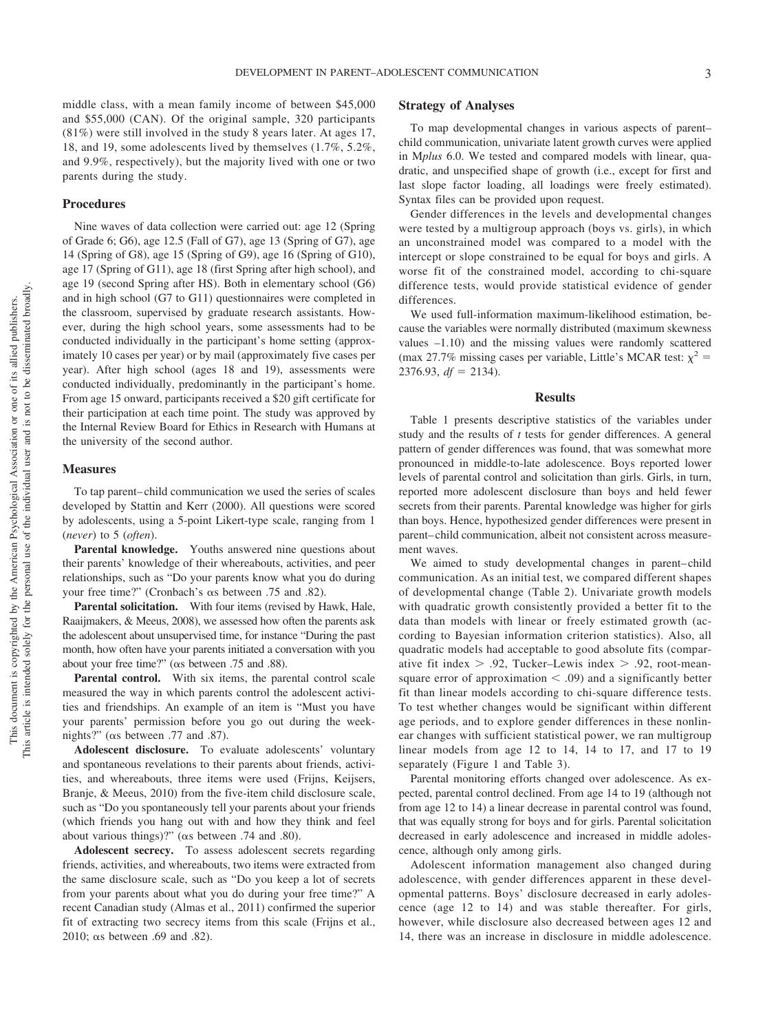middle class, with a mean family income of between $45,000 and $55,000 (CAN). Of the original sample, 320 participants (81%) were still involved in the study 8 years later. At ages 17, 18, and 19, some adolescents lived by themselves (1.7%, 5.2%, and 9.9%, respectively), but the majority lived with one or two parents during the study.

## Procedures

Nine waves of data collection were carried out: age 12 (Spring of Grade 6; G6), age 12.5 (Fall of G7), age 13 (Spring of G7), age 14 (Spring of G8), age 15 (Spring of G9), age 16 (Spring of G10), age 17 (Spring of G11), age 18 (first Spring after high school), and age 19 (second Spring after HS). Both in elementary school (G6) and in high school (G7 to G11) questionnaires were completed in the classroom, supervised by graduate research assistants. However, during the high school years, some assessments had to be conducted individually in the participant's home setting (approximately 10 cases per year) or by mail (approximately five cases per year). After high school (ages 18 and 19), assessments were conducted individually, predominantly in the participant's home. From age 15 onward, participants received a $20 gift certificate for their participation at each time point. The study was approved by the Internal Review Board for Ethics in Research with Humans at the university of the second author.

## Measures

To tap parent–child communication we used the series of scales developed by Stattin and Kerr (2000). All questions were scored by adolescents, using a 5-point Likert-type scale, ranging from 1 (*never*) to 5 (*often*).

**Parental knowledge.** Youths answered nine questions about their parents' knowledge of their whereabouts, activities, and peer relationships, such as "Do your parents know what you do during your free time?" (Cronbach's αs between .75 and .82).

**Parental solicitation.** With four items (revised by Hawk, Hale, Raaijmakers, & Meeus, 2008), we assessed how often the parents ask the adolescent about unsupervised time, for instance "During the past month, how often have your parents initiated a conversation with you about your free time?" (αs between .75 and .88).

**Parental control.** With six items, the parental control scale measured the way in which parents control the adolescent activities and friendships. An example of an item is "Must you have your parents' permission before you go out during the weeknights?" (αs between .77 and .87).

**Adolescent disclosure.** To evaluate adolescents' voluntary and spontaneous revelations to their parents about friends, activities, and whereabouts, three items were used (Frijns, Keijsers, Branje, & Meeus, 2010) from the five-item child disclosure scale, such as "Do you spontaneously tell your parents about your friends (which friends you hang out with and how they think and feel about various things)?" (αs between .74 and .80).

**Adolescent secrecy.** To assess adolescent secrets regarding friends, activities, and whereabouts, two items were extracted from the same disclosure scale, such as "Do you keep a lot of secrets from your parents about what you do during your free time?" A recent Canadian study (Almas et al., 2011) confirmed the superior fit of extracting two secrecy items from this scale (Frijns et al., 2010; αs between .69 and .82).

## Strategy of Analyses

To map developmental changes in various aspects of parent–child communication, univariate latent growth curves were applied in M*plus* 6.0. We tested and compared models with linear, quadratic, and unspecified shape of growth (i.e., except for first and last slope factor loading, all loadings were freely estimated). Syntax files can be provided upon request.

Gender differences in the levels and developmental changes were tested by a multigroup approach (boys vs. girls), in which an unconstrained model was compared to a model with the intercept or slope constrained to be equal for boys and girls. A worse fit of the constrained model, according to chi-square difference tests, would provide statistical evidence of gender differences.

We used full-information maximum-likelihood estimation, because the variables were normally distributed (maximum skewness values –1.10) and the missing values were randomly scattered (max 27.7% missing cases per variable, Little's MCAR test: $\chi^2$ = 2376.93, $df$ = 2134).

# Results

Table 1 presents descriptive statistics of the variables under study and the results of *t* tests for gender differences. A general pattern of gender differences was found, that was somewhat more pronounced in middle-to-late adolescence. Boys reported lower levels of parental control and solicitation than girls. Girls, in turn, reported more adolescent disclosure than boys and held fewer secrets from their parents. Parental knowledge was higher for girls than boys. Hence, hypothesized gender differences were present in parent–child communication, albeit not consistent across measurement waves.

We aimed to study developmental changes in parent–child communication. As an initial test, we compared different shapes of developmental change (Table 2). Univariate growth models with quadratic growth consistently provided a better fit to the data than models with linear or freely estimated growth (according to Bayesian information criterion statistics). Also, all quadratic models had acceptable to good absolute fits (comparative fit index > .92, Tucker–Lewis index > .92, root-mean-square error of approximation < .09) and a significantly better fit than linear models according to chi-square difference tests. To test whether changes would be significant within different age periods, and to explore gender differences in these nonlinear changes with sufficient statistical power, we ran multigroup linear models from age 12 to 14, 14 to 17, and 17 to 19 separately (Figure 1 and Table 3).

Parental monitoring efforts changed over adolescence. As expected, parental control declined. From age 14 to 19 (although not from age 12 to 14) a linear decrease in parental control was found, that was equally strong for boys and for girls. Parental solicitation decreased in early adolescence and increased in middle adolescence, although only among girls.

Adolescent information management also changed during adolescence, with gender differences apparent in these developmental patterns. Boys' disclosure decreased in early adolescence (age 12 to 14) and was stable thereafter. For girls, however, while disclosure also decreased between ages 12 and 14, there was an increase in disclosure in middle adolescence.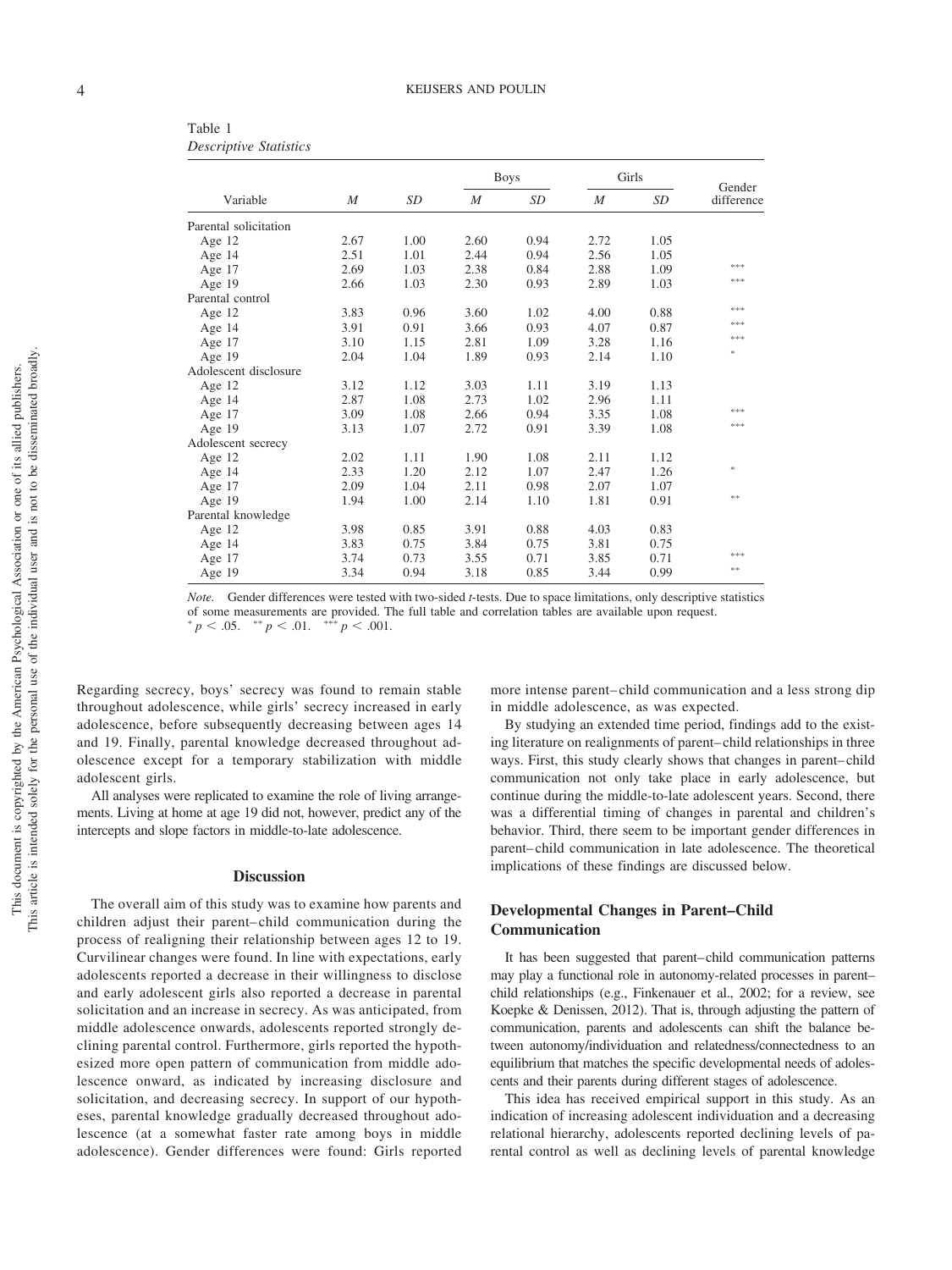Table 1
*Descriptive Statistics*

| Variable | *M* | *SD* | Boys *M* | Boys *SD* | Girls *M* | Girls *SD* | Gender difference |
|---|---|---|---|---|---|---|---|
| Parental solicitation | | | | | | | |
| Age 12 | 2.67 | 1.00 | 2.60 | 0.94 | 2.72 | 1.05 | |
| Age 14 | 2.51 | 1.01 | 2.44 | 0.94 | 2.56 | 1.05 | |
| Age 17 | 2.69 | 1.03 | 2.38 | 0.84 | 2.88 | 1.09 | *** |
| Age 19 | 2.66 | 1.03 | 2.30 | 0.93 | 2.89 | 1.03 | *** |
| Parental control | | | | | | | |
| Age 12 | 3.83 | 0.96 | 3.60 | 1.02 | 4.00 | 0.88 | *** |
| Age 14 | 3.91 | 0.91 | 3.66 | 0.93 | 4.07 | 0.87 | *** |
| Age 17 | 3.10 | 1.15 | 2.81 | 1.09 | 3.28 | 1.16 | *** |
| Age 19 | 2.04 | 1.04 | 1.89 | 0.93 | 2.14 | 1.10 | * |
| Adolescent disclosure | | | | | | | |
| Age 12 | 3.12 | 1.12 | 3.03 | 1.11 | 3.19 | 1.13 | |
| Age 14 | 2.87 | 1.08 | 2.73 | 1.02 | 2.96 | 1.11 | |
| Age 17 | 3.09 | 1.08 | 2.66 | 0.94 | 3.35 | 1.08 | *** |
| Age 19 | 3.13 | 1.07 | 2.72 | 0.91 | 3.39 | 1.08 | *** |
| Adolescent secrecy | | | | | | | |
| Age 12 | 2.02 | 1.11 | 1.90 | 1.08 | 2.11 | 1.12 | |
| Age 14 | 2.33 | 1.20 | 2.12 | 1.07 | 2.47 | 1.26 | * |
| Age 17 | 2.09 | 1.04 | 2.11 | 0.98 | 2.07 | 1.07 | |
| Age 19 | 1.94 | 1.00 | 2.14 | 1.10 | 1.81 | 0.91 | ** |
| Parental knowledge | | | | | | | |
| Age 12 | 3.98 | 0.85 | 3.91 | 0.88 | 4.03 | 0.83 | |
| Age 14 | 3.83 | 0.75 | 3.84 | 0.75 | 3.81 | 0.75 | |
| Age 17 | 3.74 | 0.73 | 3.55 | 0.71 | 3.85 | 0.71 | *** |
| Age 19 | 3.34 | 0.94 | 3.18 | 0.85 | 3.44 | 0.99 | ** |

*Note.* Gender differences were tested with two-sided *t*-tests. Due to space limitations, only descriptive statistics of some measurements are provided. The full table and correlation tables are available upon request.
* $p < .05$. ** $p < .01$. *** $p < .001$.

Regarding secrecy, boys' secrecy was found to remain stable throughout adolescence, while girls' secrecy increased in early adolescence, before subsequently decreasing between ages 14 and 19. Finally, parental knowledge decreased throughout adolescence except for a temporary stabilization with middle adolescent girls.

All analyses were replicated to examine the role of living arrangements. Living at home at age 19 did not, however, predict any of the intercepts and slope factors in middle-to-late adolescence.

## Discussion

The overall aim of this study was to examine how parents and children adjust their parent–child communication during the process of realigning their relationship between ages 12 to 19. Curvilinear changes were found. In line with expectations, early adolescents reported a decrease in their willingness to disclose and early adolescent girls also reported a decrease in parental solicitation and an increase in secrecy. As was anticipated, from middle adolescence onwards, adolescents reported strongly declining parental control. Furthermore, girls reported the hypothesized more open pattern of communication from middle adolescence onward, as indicated by increasing disclosure and solicitation, and decreasing secrecy. In support of our hypotheses, parental knowledge gradually decreased throughout adolescence (at a somewhat faster rate among boys in middle adolescence). Gender differences were found: Girls reported more intense parent–child communication and a less strong dip in middle adolescence, as was expected.

By studying an extended time period, findings add to the existing literature on realignments of parent–child relationships in three ways. First, this study clearly shows that changes in parent–child communication not only take place in early adolescence, but continue during the middle-to-late adolescent years. Second, there was a differential timing of changes in parental and children's behavior. Third, there seem to be important gender differences in parent–child communication in late adolescence. The theoretical implications of these findings are discussed below.

### Developmental Changes in Parent–Child Communication

It has been suggested that parent–child communication patterns may play a functional role in autonomy-related processes in parent–child relationships (e.g., Finkenauer et al., 2002; for a review, see Koepke & Denissen, 2012). That is, through adjusting the pattern of communication, parents and adolescents can shift the balance between autonomy/individuation and relatedness/connectedness to an equilibrium that matches the specific developmental needs of adolescents and their parents during different stages of adolescence.

This idea has received empirical support in this study. As an indication of increasing adolescent individuation and a decreasing relational hierarchy, adolescents reported declining levels of parental control as well as declining levels of parental knowledge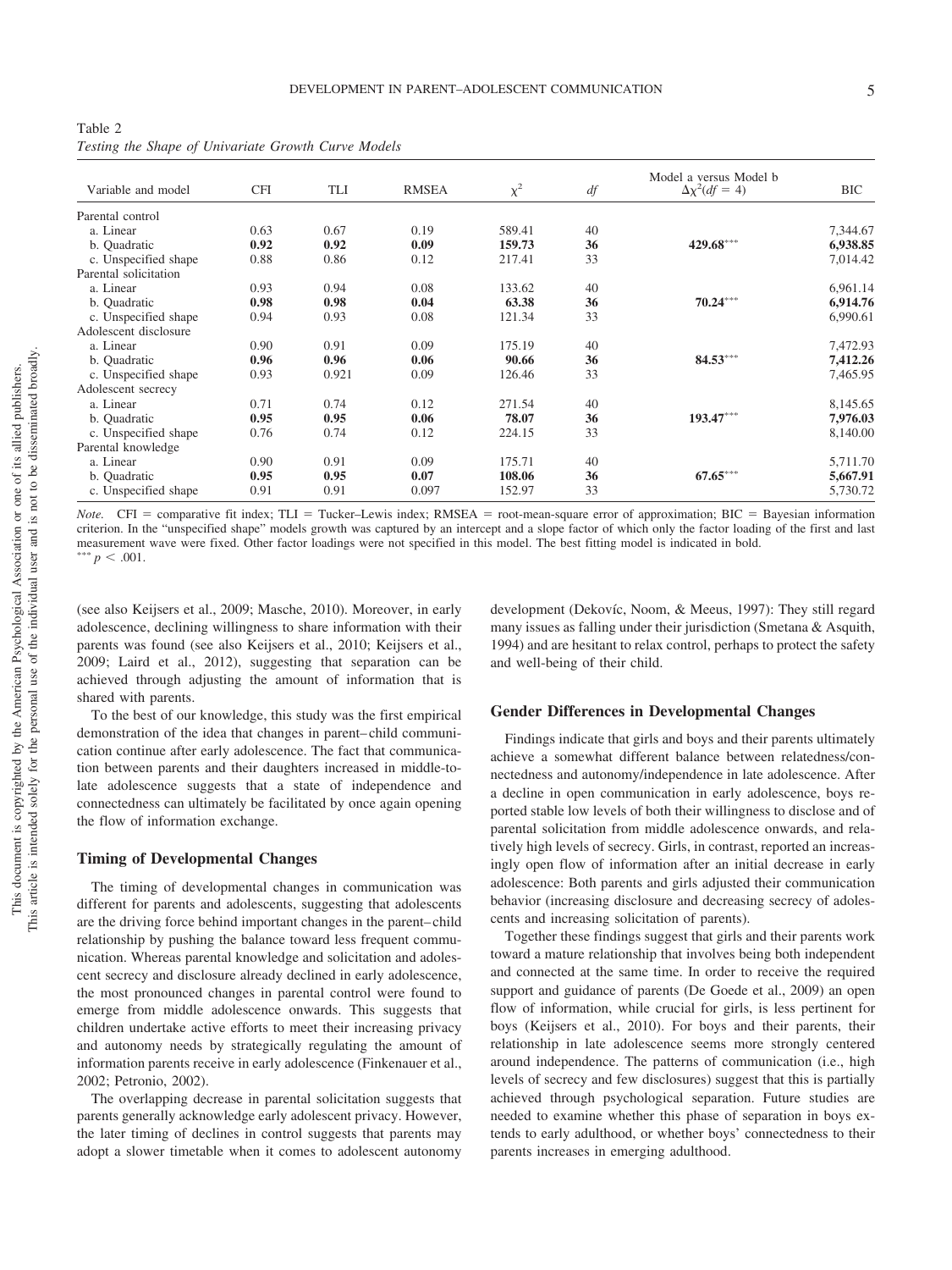Table 2
*Testing the Shape of Univariate Growth Curve Models*

| Variable and model | CFI | TLI | RMSEA | $\chi^2$ | *df* | Model a versus Model b $\Delta\chi^2(df = 4)$ | BIC |
|---|---|---|---|---|---|---|---|
| Parental control | | | | | | | |
| a. Linear | 0.63 | 0.67 | 0.19 | 589.41 | 40 | | 7,344.67 |
| b. Quadratic | **0.92** | **0.92** | **0.09** | **159.73** | **36** | **429.68***** | **6,938.85** |
| c. Unspecified shape | 0.88 | 0.86 | 0.12 | 217.41 | 33 | | 7,014.42 |
| Parental solicitation | | | | | | | |
| a. Linear | 0.93 | 0.94 | 0.08 | 133.62 | 40 | | 6,961.14 |
| b. Quadratic | **0.98** | **0.98** | **0.04** | **63.38** | **36** | **70.24***** | **6,914.76** |
| c. Unspecified shape | 0.94 | 0.93 | 0.08 | 121.34 | 33 | | 6,990.61 |
| Adolescent disclosure | | | | | | | |
| a. Linear | 0.90 | 0.91 | 0.09 | 175.19 | 40 | | 7,472.93 |
| b. Quadratic | **0.96** | **0.96** | **0.06** | **90.66** | **36** | **84.53***** | **7,412.26** |
| c. Unspecified shape | 0.93 | 0.921 | 0.09 | 126.46 | 33 | | 7,465.95 |
| Adolescent secrecy | | | | | | | |
| a. Linear | 0.71 | 0.74 | 0.12 | 271.54 | 40 | | 8,145.65 |
| b. Quadratic | **0.95** | **0.95** | **0.06** | **78.07** | **36** | **193.47***** | **7,976.03** |
| c. Unspecified shape | 0.76 | 0.74 | 0.12 | 224.15 | 33 | | 8,140.00 |
| Parental knowledge | | | | | | | |
| a. Linear | 0.90 | 0.91 | 0.09 | 175.71 | 40 | | 5,711.70 |
| b. Quadratic | **0.95** | **0.95** | **0.07** | **108.06** | **36** | **67.65***** | **5,667.91** |
| c. Unspecified shape | 0.91 | 0.91 | 0.097 | 152.97 | 33 | | 5,730.72 |

*Note.* CFI = comparative fit index; TLI = Tucker–Lewis index; RMSEA = root-mean-square error of approximation; BIC = Bayesian information criterion. In the "unspecified shape" models growth was captured by an intercept and a slope factor of which only the factor loading of the first and last measurement wave were fixed. Other factor loadings were not specified in this model. The best fitting model is indicated in bold.
*** $p < .001$.

(see also Keijsers et al., 2009; Masche, 2010). Moreover, in early adolescence, declining willingness to share information with their parents was found (see also Keijsers et al., 2010; Keijsers et al., 2009; Laird et al., 2012), suggesting that separation can be achieved through adjusting the amount of information that is shared with parents.

To the best of our knowledge, this study was the first empirical demonstration of the idea that changes in parent–child communication continue after early adolescence. The fact that communication between parents and their daughters increased in middle-to-late adolescence suggests that a state of independence and connectedness can ultimately be facilitated by once again opening the flow of information exchange.

### Timing of Developmental Changes

The timing of developmental changes in communication was different for parents and adolescents, suggesting that adolescents are the driving force behind important changes in the parent–child relationship by pushing the balance toward less frequent communication. Whereas parental knowledge and solicitation and adolescent secrecy and disclosure already declined in early adolescence, the most pronounced changes in parental control were found to emerge from middle adolescence onwards. This suggests that children undertake active efforts to meet their increasing privacy and autonomy needs by strategically regulating the amount of information parents receive in early adolescence (Finkenauer et al., 2002; Petronio, 2002).

The overlapping decrease in parental solicitation suggests that parents generally acknowledge early adolescent privacy. However, the later timing of declines in control suggests that parents may adopt a slower timetable when it comes to adolescent autonomy development (Dekovíc, Noom, & Meeus, 1997): They still regard many issues as falling under their jurisdiction (Smetana & Asquith, 1994) and are hesitant to relax control, perhaps to protect the safety and well-being of their child.

### Gender Differences in Developmental Changes

Findings indicate that girls and boys and their parents ultimately achieve a somewhat different balance between relatedness/connectedness and autonomy/independence in late adolescence. After a decline in open communication in early adolescence, boys reported stable low levels of both their willingness to disclose and of parental solicitation from middle adolescence onwards, and relatively high levels of secrecy. Girls, in contrast, reported an increasingly open flow of information after an initial decrease in early adolescence: Both parents and girls adjusted their communication behavior (increasing disclosure and decreasing secrecy of adolescents and increasing solicitation of parents).

Together these findings suggest that girls and their parents work toward a mature relationship that involves being both independent and connected at the same time. In order to receive the required support and guidance of parents (De Goede et al., 2009) an open flow of information, while crucial for girls, is less pertinent for boys (Keijsers et al., 2010). For boys and their parents, their relationship in late adolescence seems more strongly centered around independence. The patterns of communication (i.e., high levels of secrecy and few disclosures) suggest that this is partially achieved through psychological separation. Future studies are needed to examine whether this phase of separation in boys extends to early adulthood, or whether boys' connectedness to their parents increases in emerging adulthood.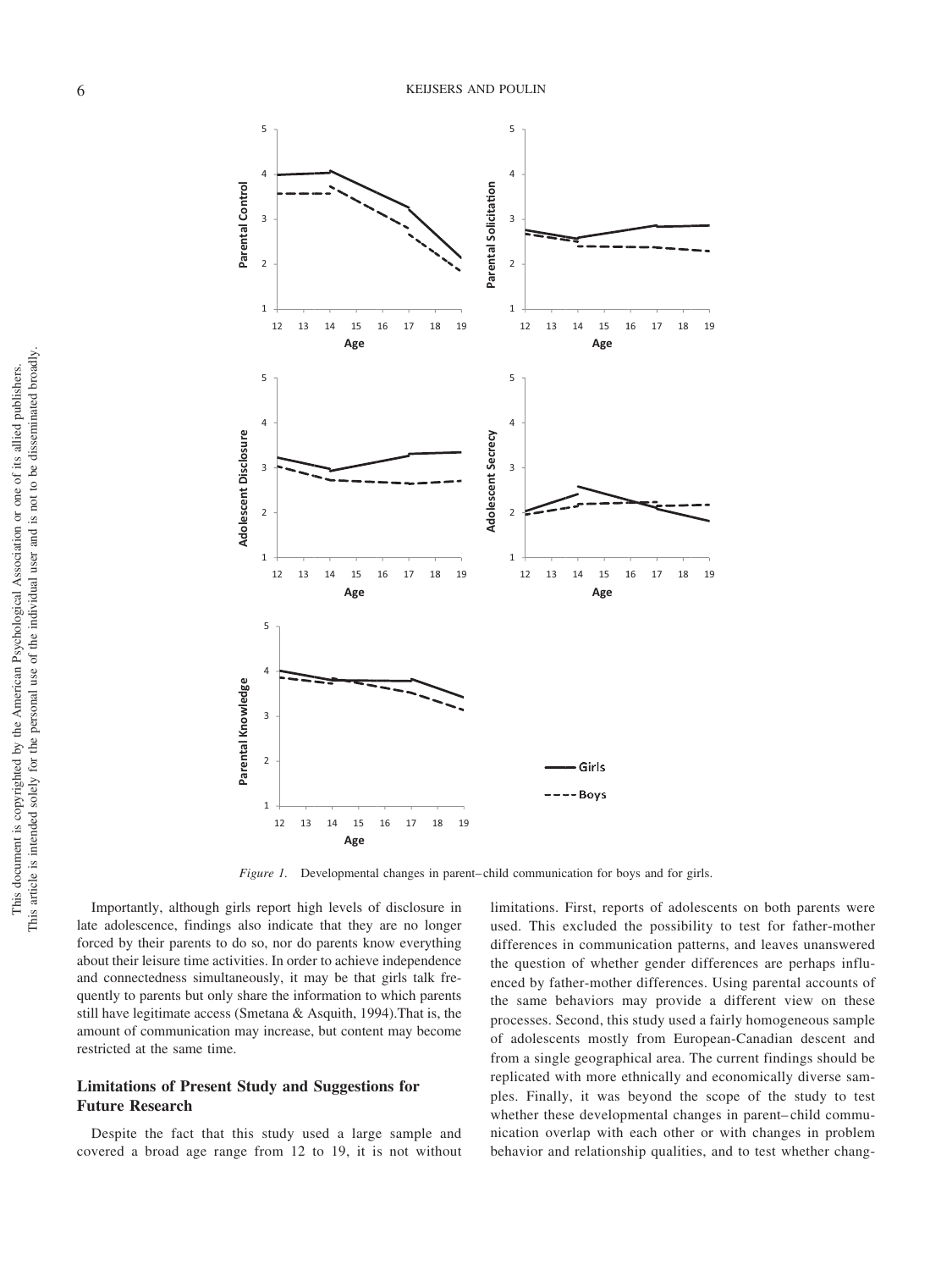5
4
3
2
1
12 13 14 15 16 17 18 19
Age
Parental Control

5
4
3
2
1
12 13 14 15 16 17 18 19
Age
Parental Solicitation

5
4
3
2
1
12 13 14 15 16 17 18 19
Age
Adolescent Disclosure

5
4
3
2
1
12 13 14 15 16 17 18 19
Age
Adolescent Secrecy

5
4
3
2
1
12 13 14 15 16 17 18 19
Age
Parental Knowledge

Girls
Boys

*Figure 1.* Developmental changes in parent–child communication for boys and for girls.

Importantly, although girls report high levels of disclosure in late adolescence, findings also indicate that they are no longer forced by their parents to do so, nor do parents know everything about their leisure time activities. In order to achieve independence and connectedness simultaneously, it may be that girls talk frequently to parents but only share the information to which parents still have legitimate access (Smetana & Asquith, 1994).That is, the amount of communication may increase, but content may become restricted at the same time.

## Limitations of Present Study and Suggestions for Future Research

Despite the fact that this study used a large sample and covered a broad age range from 12 to 19, it is not without limitations. First, reports of adolescents on both parents were used. This excluded the possibility to test for father-mother differences in communication patterns, and leaves unanswered the question of whether gender differences are perhaps influenced by father-mother differences. Using parental accounts of the same behaviors may provide a different view on these processes. Second, this study used a fairly homogeneous sample of adolescents mostly from European-Canadian descent and from a single geographical area. The current findings should be replicated with more ethnically and economically diverse samples. Finally, it was beyond the scope of the study to test whether these developmental changes in parent–child communication overlap with each other or with changes in problem behavior and relationship qualities, and to test whether chang-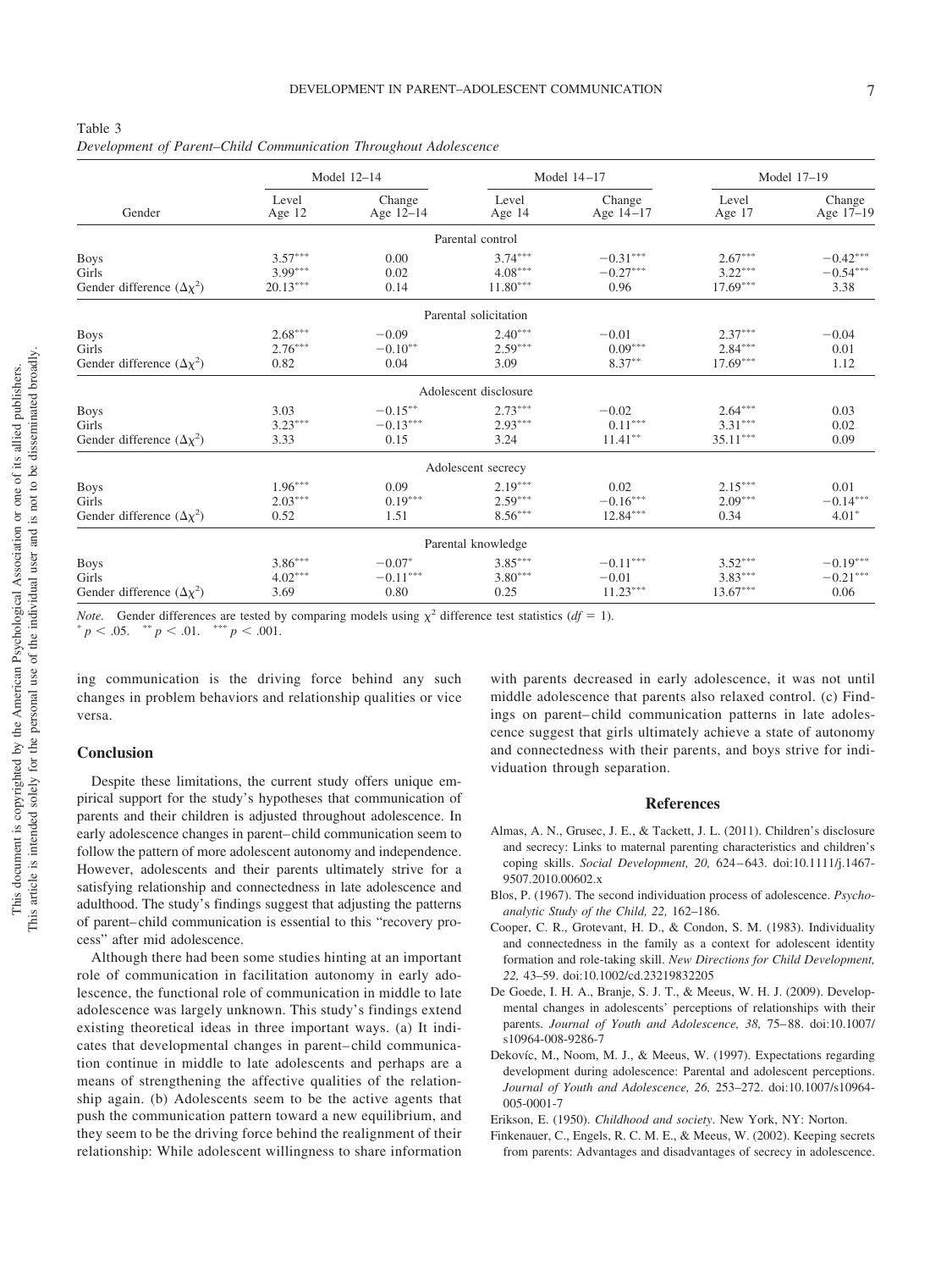Table 3
*Development of Parent–Child Communication Throughout Adolescence*

| Gender | Model 12–14 | | Model 14–17 | | Model 17–19 | |
|---|---|---|---|---|---|---|
| | Level Age 12 | Change Age 12–14 | Level Age 14 | Change Age 14–17 | Level Age 17 | Change Age 17–19 |
| Parental control | | | | | | |
| Boys | 3.57*** | 0.00 | 3.74*** | −0.31*** | 2.67*** | −0.42*** |
| Girls | 3.99*** | 0.02 | 4.08*** | −0.27*** | 3.22*** | −0.54*** |
| Gender difference ($\Delta\chi^2$) | 20.13*** | 0.14 | 11.80*** | 0.96 | 17.69*** | 3.38 |
| Parental solicitation | | | | | | |
| Boys | 2.68*** | −0.09 | 2.40*** | −0.01 | 2.37*** | −0.04 |
| Girls | 2.76*** | −0.10** | 2.59*** | 0.09*** | 2.84*** | 0.01 |
| Gender difference ($\Delta\chi^2$) | 0.82 | 0.04 | 3.09 | 8.37** | 17.69*** | 1.12 |
| Adolescent disclosure | | | | | | |
| Boys | 3.03 | −0.15** | 2.73*** | −0.02 | 2.64*** | 0.03 |
| Girls | 3.23*** | −0.13*** | 2.93*** | 0.11*** | 3.31*** | 0.02 |
| Gender difference ($\Delta\chi^2$) | 3.33 | 0.15 | 3.24 | 11.41** | 35.11*** | 0.09 |
| Adolescent secrecy | | | | | | |
| Boys | 1.96*** | 0.09 | 2.19*** | 0.02 | 2.15*** | 0.01 |
| Girls | 2.03*** | 0.19*** | 2.59*** | −0.16*** | 2.09*** | −0.14*** |
| Gender difference ($\Delta\chi^2$) | 0.52 | 1.51 | 8.56*** | 12.84*** | 0.34 | 4.01* |
| Parental knowledge | | | | | | |
| Boys | 3.86*** | −0.07* | 3.85*** | −0.11*** | 3.52*** | −0.19*** |
| Girls | 4.02*** | −0.11*** | 3.80*** | −0.01 | 3.83*** | −0.21*** |
| Gender difference ($\Delta\chi^2$) | 3.69 | 0.80 | 0.25 | 11.23*** | 13.67*** | 0.06 |

*Note.* Gender differences are tested by comparing models using $\chi^2$ difference test statistics ($df = 1$).
* $p < .05$. ** $p < .01$. *** $p < .001$.

ing communication is the driving force behind any such changes in problem behaviors and relationship qualities or vice versa.

## Conclusion

Despite these limitations, the current study offers unique empirical support for the study's hypotheses that communication of parents and their children is adjusted throughout adolescence. In early adolescence changes in parent–child communication seem to follow the pattern of more adolescent autonomy and independence. However, adolescents and their parents ultimately strive for a satisfying relationship and connectedness in late adolescence and adulthood. The study's findings suggest that adjusting the patterns of parent–child communication is essential to this "recovery process" after mid adolescence.

Although there had been some studies hinting at an important role of communication in facilitation autonomy in early adolescence, the functional role of communication in middle to late adolescence was largely unknown. This study's findings extend existing theoretical ideas in three important ways. (a) It indicates that developmental changes in parent–child communication continue in middle to late adolescents and perhaps are a means of strengthening the affective qualities of the relationship again. (b) Adolescents seem to be the active agents that push the communication pattern toward a new equilibrium, and they seem to be the driving force behind the realignment of their relationship: While adolescent willingness to share information with parents decreased in early adolescence, it was not until middle adolescence that parents also relaxed control. (c) Findings on parent–child communication patterns in late adolescence suggest that girls ultimately achieve a state of autonomy and connectedness with their parents, and boys strive for individuation through separation.

## References

Almas, A. N., Grusec, J. E., & Tackett, J. L. (2011). Children's disclosure and secrecy: Links to maternal parenting characteristics and children's coping skills. *Social Development, 20,* 624–643. doi:10.1111/j.1467-9507.2010.00602.x

Blos, P. (1967). The second individuation process of adolescence. *Psychoanalytic Study of the Child, 22,* 162–186.

Cooper, C. R., Grotevant, H. D., & Condon, S. M. (1983). Individuality and connectedness in the family as a context for adolescent identity formation and role-taking skill. *New Directions for Child Development, 22,* 43–59. doi:10.1002/cd.23219832205

De Goede, I. H. A., Branje, S. J. T., & Meeus, W. H. J. (2009). Developmental changes in adolescents' perceptions of relationships with their parents. *Journal of Youth and Adolescence, 38,* 75–88. doi:10.1007/s10964-008-9286-7

Dekovíc, M., Noom, M. J., & Meeus, W. (1997). Expectations regarding development during adolescence: Parental and adolescent perceptions. *Journal of Youth and Adolescence, 26,* 253–272. doi:10.1007/s10964-005-0001-7

Erikson, E. (1950). *Childhood and society*. New York, NY: Norton.

Finkenauer, C., Engels, R. C. M. E., & Meeus, W. (2002). Keeping secrets from parents: Advantages and disadvantages of secrecy in adolescence.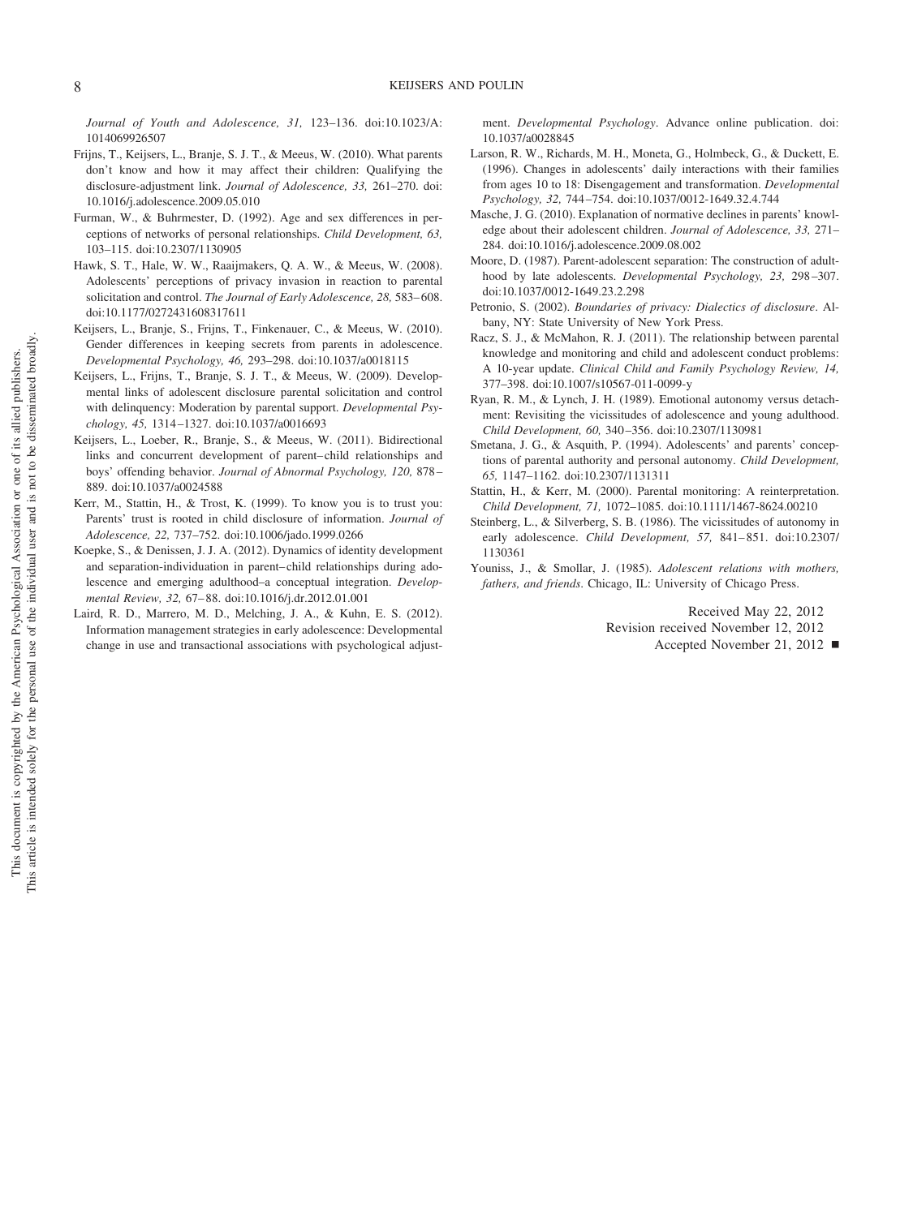*Journal of Youth and Adolescence, 31,* 123–136. doi:10.1023/A:1014069926507

Frijns, T., Keijsers, L., Branje, S. J. T., & Meeus, W. (2010). What parents don't know and how it may affect their children: Qualifying the disclosure-adjustment link. *Journal of Adolescence, 33,* 261–270. doi:10.1016/j.adolescence.2009.05.010

Furman, W., & Buhrmester, D. (1992). Age and sex differences in perceptions of networks of personal relationships. *Child Development, 63,* 103–115. doi:10.2307/1130905

Hawk, S. T., Hale, W. W., Raaijmakers, Q. A. W., & Meeus, W. (2008). Adolescents' perceptions of privacy invasion in reaction to parental solicitation and control. *The Journal of Early Adolescence, 28,* 583–608. doi:10.1177/0272431608317611

Keijsers, L., Branje, S., Frijns, T., Finkenauer, C., & Meeus, W. (2010). Gender differences in keeping secrets from parents in adolescence. *Developmental Psychology, 46,* 293–298. doi:10.1037/a0018115

Keijsers, L., Frijns, T., Branje, S. J. T., & Meeus, W. (2009). Developmental links of adolescent disclosure parental solicitation and control with delinquency: Moderation by parental support. *Developmental Psychology, 45,* 1314–1327. doi:10.1037/a0016693

Keijsers, L., Loeber, R., Branje, S., & Meeus, W. (2011). Bidirectional links and concurrent development of parent–child relationships and boys' offending behavior. *Journal of Abnormal Psychology, 120,* 878–889. doi:10.1037/a0024588

Kerr, M., Stattin, H., & Trost, K. (1999). To know you is to trust you: Parents' trust is rooted in child disclosure of information. *Journal of Adolescence, 22,* 737–752. doi:10.1006/jado.1999.0266

Koepke, S., & Denissen, J. J. A. (2012). Dynamics of identity development and separation-individuation in parent–child relationships during adolescence and emerging adulthood–a conceptual integration. *Developmental Review, 32,* 67–88. doi:10.1016/j.dr.2012.01.001

Laird, R. D., Marrero, M. D., Melching, J. A., & Kuhn, E. S. (2012). Information management strategies in early adolescence: Developmental change in use and transactional associations with psychological adjustment. *Developmental Psychology*. Advance online publication. doi:10.1037/a0028845

Larson, R. W., Richards, M. H., Moneta, G., Holmbeck, G., & Duckett, E. (1996). Changes in adolescents' daily interactions with their families from ages 10 to 18: Disengagement and transformation. *Developmental Psychology, 32,* 744–754. doi:10.1037/0012-1649.32.4.744

Masche, J. G. (2010). Explanation of normative declines in parents' knowledge about their adolescent children. *Journal of Adolescence, 33,* 271–284. doi:10.1016/j.adolescence.2009.08.002

Moore, D. (1987). Parent-adolescent separation: The construction of adulthood by late adolescents. *Developmental Psychology, 23,* 298–307. doi:10.1037/0012-1649.23.2.298

Petronio, S. (2002). *Boundaries of privacy: Dialectics of disclosure*. Albany, NY: State University of New York Press.

Racz, S. J., & McMahon, R. J. (2011). The relationship between parental knowledge and monitoring and child and adolescent conduct problems: A 10-year update. *Clinical Child and Family Psychology Review, 14,* 377–398. doi:10.1007/s10567-011-0099-y

Ryan, R. M., & Lynch, J. H. (1989). Emotional autonomy versus detachment: Revisiting the vicissitudes of adolescence and young adulthood. *Child Development, 60,* 340–356. doi:10.2307/1130981

Smetana, J. G., & Asquith, P. (1994). Adolescents' and parents' conceptions of parental authority and personal autonomy. *Child Development, 65,* 1147–1162. doi:10.2307/1131311

Stattin, H., & Kerr, M. (2000). Parental monitoring: A reinterpretation. *Child Development, 71,* 1072–1085. doi:10.1111/1467-8624.00210

Steinberg, L., & Silverberg, S. B. (1986). The vicissitudes of autonomy in early adolescence. *Child Development, 57,* 841–851. doi:10.2307/1130361

Youniss, J., & Smollar, J. (1985). *Adolescent relations with mothers, fathers, and friends*. Chicago, IL: University of Chicago Press.

Received May 22, 2012
Revision received November 12, 2012
Accepted November 21, 2012 ■